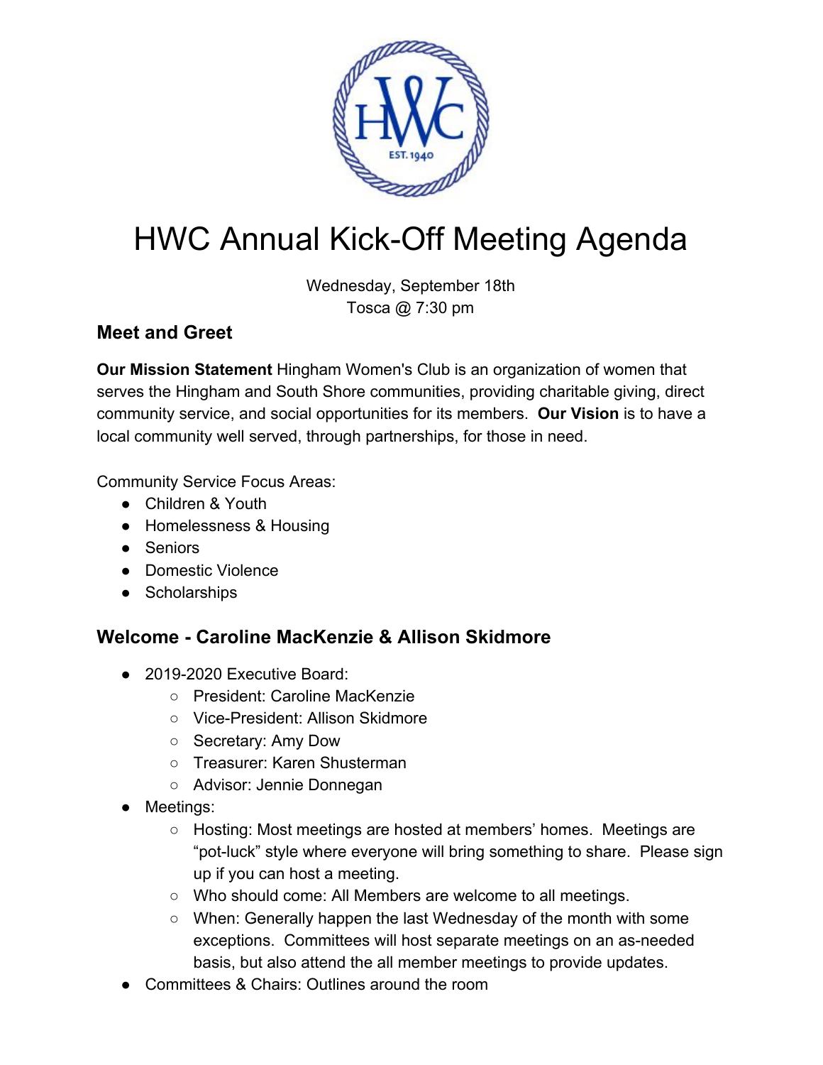# HWC Annual Kick-Off Meeting Agenda

Wednesday, September 18th
Tosca @ 7:30 pm

## Meet and Greet

**Our Mission Statement** Hingham Women's Club is an organization of women that serves the Hingham and South Shore communities, providing charitable giving, direct community service, and social opportunities for its members. **Our Vision** is to have a local community well served, through partnerships, for those in need.

Community Service Focus Areas:

- Children & Youth
- Homelessness & Housing
- Seniors
- Domestic Violence
- Scholarships

## Welcome - Caroline MacKenzie & Allison Skidmore

- 2019-2020 Executive Board:
  - President: Caroline MacKenzie
  - Vice-President: Allison Skidmore
  - Secretary: Amy Dow
  - Treasurer: Karen Shusterman
  - Advisor: Jennie Donnegan
- Meetings:
  - Hosting: Most meetings are hosted at members' homes. Meetings are "pot-luck" style where everyone will bring something to share. Please sign up if you can host a meeting.
  - Who should come: All Members are welcome to all meetings.
  - When: Generally happen the last Wednesday of the month with some exceptions. Committees will host separate meetings on an as-needed basis, but also attend the all member meetings to provide updates.
- Committees & Chairs: Outlines around the room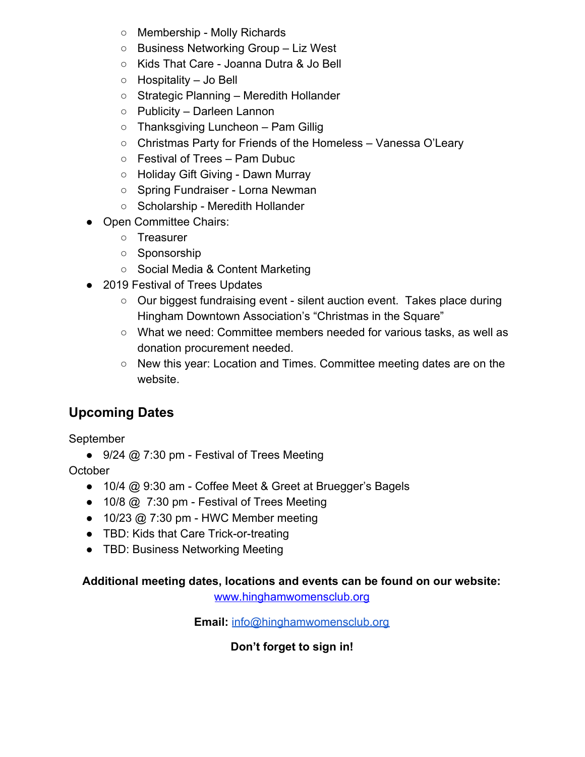- Membership - Molly Richards
  - Business Networking Group – Liz West
  - Kids That Care - Joanna Dutra & Jo Bell
  - Hospitality – Jo Bell
  - Strategic Planning – Meredith Hollander
  - Publicity – Darleen Lannon
  - Thanksgiving Luncheon – Pam Gillig
  - Christmas Party for Friends of the Homeless – Vanessa O'Leary
  - Festival of Trees – Pam Dubuc
  - Holiday Gift Giving - Dawn Murray
  - Spring Fundraiser - Lorna Newman
  - Scholarship - Meredith Hollander
- Open Committee Chairs:
  - Treasurer
  - Sponsorship
  - Social Media & Content Marketing
- 2019 Festival of Trees Updates
  - Our biggest fundraising event - silent auction event. Takes place during Hingham Downtown Association's "Christmas in the Square"
  - What we need: Committee members needed for various tasks, as well as donation procurement needed.
  - New this year: Location and Times. Committee meeting dates are on the website.

## Upcoming Dates

September

- 9/24 @ 7:30 pm - Festival of Trees Meeting

October

- 10/4 @ 9:30 am - Coffee Meet & Greet at Bruegger's Bagels
- 10/8 @ 7:30 pm - Festival of Trees Meeting
- 10/23 @ 7:30 pm - HWC Member meeting
- TBD: Kids that Care Trick-or-treating
- TBD: Business Networking Meeting

**Additional meeting dates, locations and events can be found on our website:**
[www.hinghamwomensclub.org](http://www.hinghamwomensclub.org)

**Email:** [info@hinghamwomensclub.org](mailto:info@hinghamwomensclub.org)

**Don't forget to sign in!**